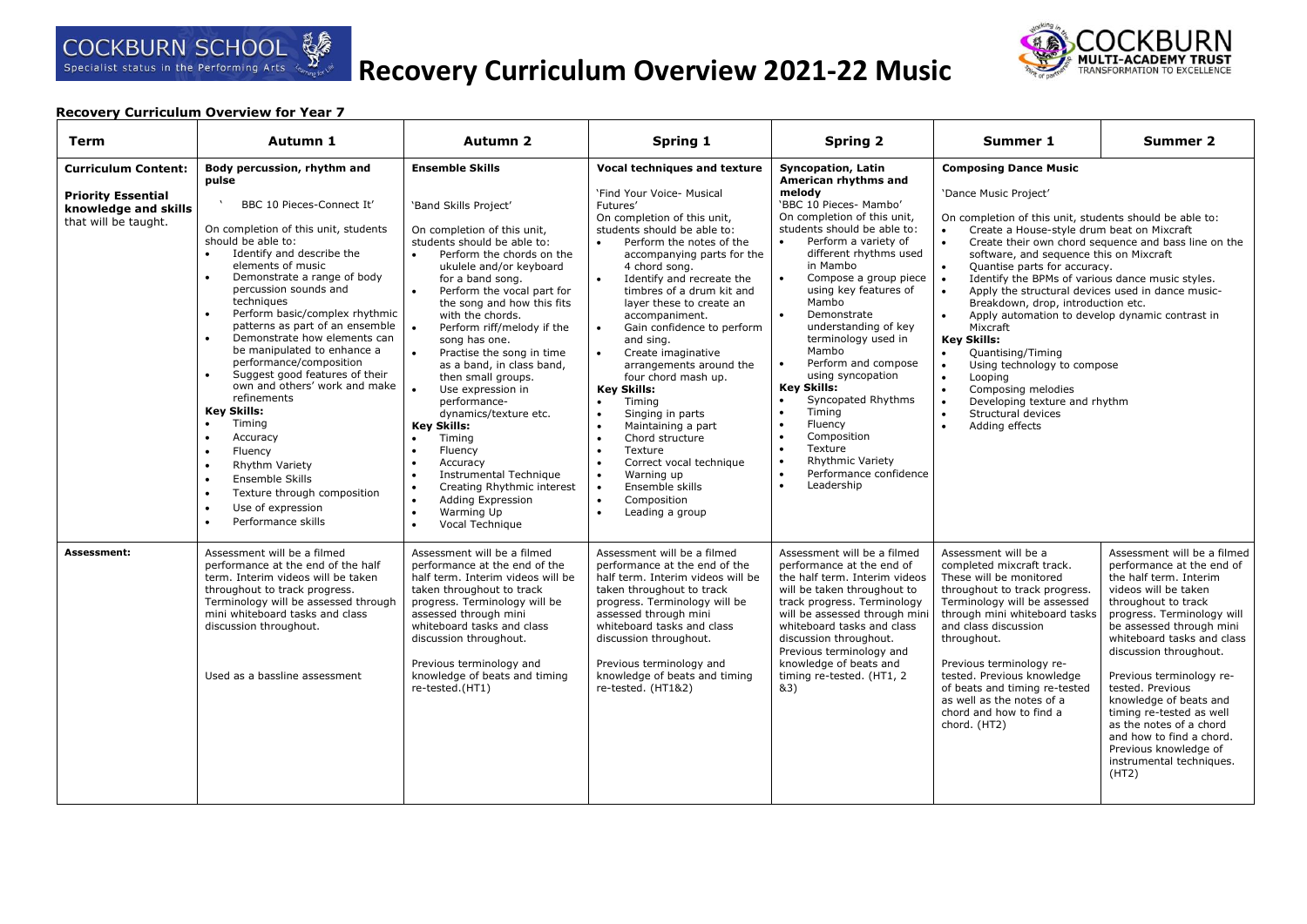# Recovery Curriculum Overview 2021-22 Music

COCKBURN SCHOOL
Specialist status in the Performing Arts

COCKBURN MULTI-ACADEMY TRUST
TRANSFORMATION TO EXCELLENCE

**Recovery Curriculum Overview for Year 7**

| Term | Autumn 1 | Autumn 2 | Spring 1 | Spring 2 | Summer 1 | Summer 2 |
|---|---|---|---|---|---|---|
| **Curriculum Content:**<br><br>**Priority Essential knowledge and skills** that will be taught. | **Body percussion, rhythm and pulse**<br><br>' BBC 10 Pieces-Connect It'<br><br>On completion of this unit, students should be able to:<br>• Identify and describe the elements of music<br>• Demonstrate a range of body percussion sounds and techniques<br>• Perform basic/complex rhythmic patterns as part of an ensemble<br>• Demonstrate how elements can be manipulated to enhance a performance/composition<br>• Suggest good features of their own and others' work and make refinements<br>**Key Skills:**<br>• Timing<br>• Accuracy<br>• Fluency<br>• Rhythm Variety<br>• Ensemble Skills<br>• Texture through composition<br>• Use of expression<br>• Performance skills | **Ensemble Skills**<br><br>'Band Skills Project'<br><br>On completion of this unit, students should be able to:<br>• Perform the chords on the ukulele and/or keyboard for a band song.<br>• Perform the vocal part for the song and how this fits with the chords.<br>• Perform riff/melody if the song has one.<br>• Practise the song in time as a band, in class band, then small groups.<br>• Use expression in performance-dynamics/texture etc.<br>**Key Skills:**<br>• Timing<br>• Fluency<br>• Accuracy<br>• Instrumental Technique<br>• Creating Rhythmic interest<br>• Adding Expression<br>• Warming Up<br>• Vocal Technique | **Vocal techniques and texture**<br><br>'Find Your Voice- Musical Futures'<br>On completion of this unit, students should be able to:<br>• Perform the notes of the accompanying parts for the 4 chord song.<br>• Identify and recreate the timbres of a drum kit and layer these to create an accompaniment.<br>• Gain confidence to perform and sing.<br>• Create imaginative arrangements around the four chord mash up.<br>**Key Skills:**<br>• Timing<br>• Singing in parts<br>• Maintaining a part<br>• Chord structure<br>• Texture<br>• Correct vocal technique<br>• Warning up<br>• Ensemble skills<br>• Composition<br>• Leading a group | **Syncopation, Latin American rhythms and melody**<br>'BBC 10 Pieces- Mambo'<br>On completion of this unit, students should be able to:<br>• Perform a variety of different rhythms used in Mambo<br>• Compose a group piece using key features of Mambo<br>• Demonstrate understanding of key terminology used in Mambo<br>• Perform and compose using syncopation<br>**Key Skills:**<br>• Syncopated Rhythms<br>• Timing<br>• Fluency<br>• Composition<br>• Texture<br>• Rhythmic Variety<br>• Performance confidence<br>• Leadership | **Composing Dance Music**<br><br>'Dance Music Project'<br><br>On completion of this unit, students should be able to:<br>• Create a House-style drum beat on Mixcraft<br>• Create their own chord sequence and bass line on the software, and sequence this on Mixcraft<br>• Quantise parts for accuracy.<br>• Identify the BPMs of various dance music styles.<br>• Apply the structural devices used in dance music- Breakdown, drop, introduction etc.<br>• Apply automation to develop dynamic contrast in Mixcraft<br>**Key Skills:**<br>• Quantising/Timing<br>• Using technology to compose<br>• Looping<br>• Composing melodies<br>• Developing texture and rhythm<br>• Structural devices<br>• Adding effects | |
| **Assessment:** | Assessment will be a filmed performance at the end of the half term. Interim videos will be taken throughout to track progress. Terminology will be assessed through mini whiteboard tasks and class discussion throughout.<br><br>Used as a bassline assessment | Assessment will be a filmed performance at the end of the half term. Interim videos will be taken throughout to track progress. Terminology will be assessed through mini whiteboard tasks and class discussion throughout.<br><br>Previous terminology and knowledge of beats and timing re-tested.(HT1) | Assessment will be a filmed performance at the end of the half term. Interim videos will be taken throughout to track progress. Terminology will be assessed through mini whiteboard tasks and class discussion throughout.<br><br>Previous terminology and knowledge of beats and timing re-tested. (HT1&2) | Assessment will be a filmed performance at the end of the half term. Interim videos will be taken throughout to track progress. Terminology will be assessed through mini whiteboard tasks and class discussion throughout. Previous terminology and knowledge of beats and timing re-tested. (HT1, 2 &3) | Assessment will be a completed mixcraft track. These will be monitored throughout to track progress. Terminology will be assessed through mini whiteboard tasks and class discussion throughout.<br><br>Previous terminology re-tested. Previous knowledge of beats and timing re-tested as well as the notes of a chord and how to find a chord. (HT2) | Assessment will be a filmed performance at the end of the half term. Interim videos will be taken throughout to track progress. Terminology will be assessed through mini whiteboard tasks and class discussion throughout.<br><br>Previous terminology re-tested. Previous knowledge of beats and timing re-tested as well as the notes of a chord and how to find a chord. Previous knowledge of instrumental techniques. (HT2) |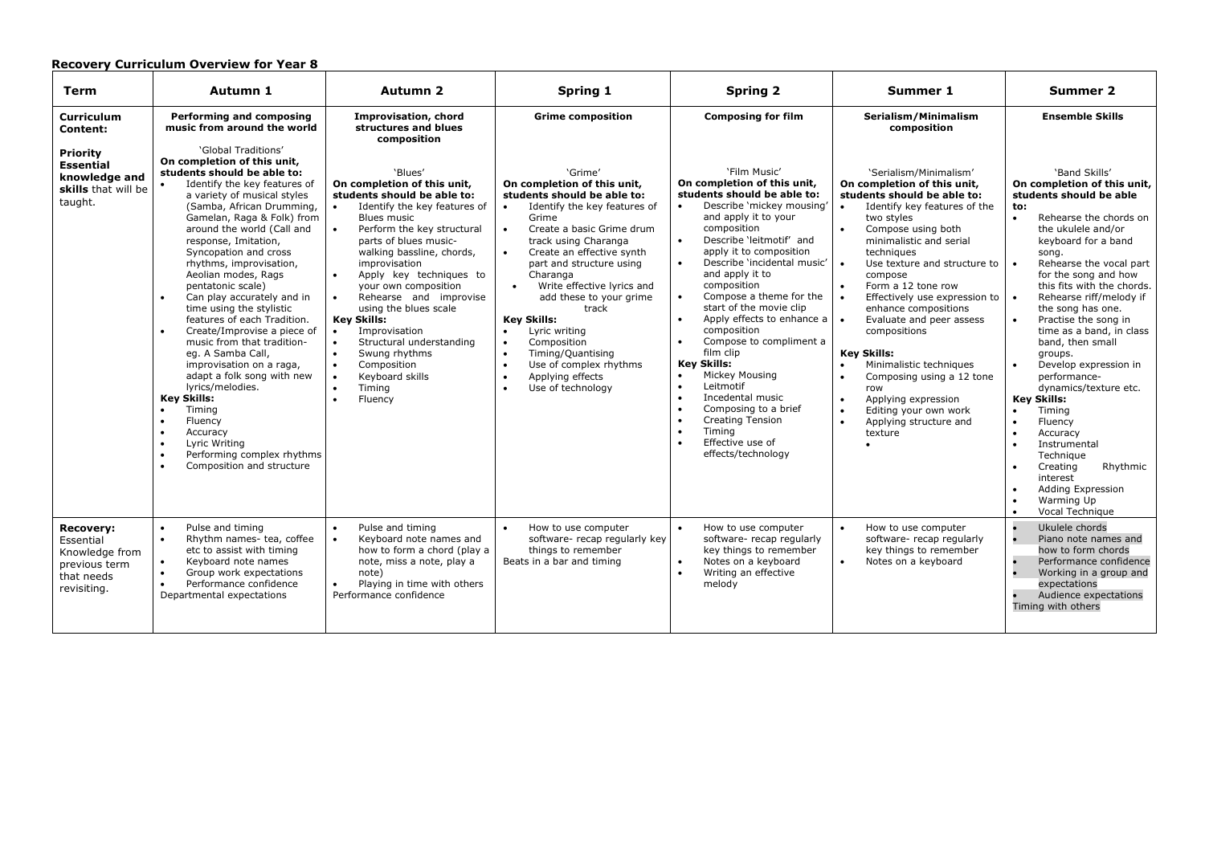**Recovery Curriculum Overview for Year 8**

| Term | Autumn 1 | Autumn 2 | Spring 1 | Spring 2 | Summer 1 | Summer 2 |
|---|---|---|---|---|---|---|
| **Curriculum Content:**<br><br>**Priority Essential knowledge and skills** that will be taught. | **Performing and composing music from around the world**<br><br>'Global Traditions'<br>**On completion of this unit, students should be able to:**<br>• Identify the key features of a variety of musical styles (Samba, African Drumming, Gamelan, Raga & Folk) from around the world (Call and response, Imitation, Syncopation and cross rhythms, improvisation, Aeolian modes, Rags pentatonic scale)<br>• Can play accurately and in time using the stylistic features of each Tradition.<br>• Create/Improvise a piece of music from that tradition- eg. A Samba Call, improvisation on a raga, adapt a folk song with new lyrics/melodies.<br>**Key Skills:**<br>• Timing<br>• Fluency<br>• Accuracy<br>• Lyric Writing<br>• Performing complex rhythms<br>• Composition and structure | **Improvisation, chord structures and blues composition**<br><br>'Blues'<br>**On completion of this unit, students should be able to:**<br>• Identify the key features of Blues music<br>• Perform the key structural parts of blues music- walking bassline, chords, improvisation<br>• Apply key techniques to your own composition<br>• Rehearse and improvise using the blues scale<br>**Key Skills:**<br>• Improvisation<br>• Structural understanding<br>• Swung rhythms<br>• Composition<br>• Keyboard skills<br>• Timing<br>• Fluency | **Grime composition**<br><br>'Grime'<br>**On completion of this unit, students should be able to:**<br>• Identify the key features of Grime<br>• Create a basic Grime drum track using Charanga<br>• Create an effective synth part and structure using Charanga<br>• Write effective lyrics and add these to your grime track<br>**Key Skills:**<br>• Lyric writing<br>• Composition<br>• Timing/Quantising<br>• Use of complex rhythms<br>• Applying effects<br>• Use of technology | **Composing for film**<br><br>'Film Music'<br>**On completion of this unit, students should be able to:**<br>• Describe 'mickey mousing' and apply it to your composition<br>• Describe 'leitmotif' and apply it to composition<br>• Describe 'incidental music' and apply it to composition<br>• Compose a theme for the start of the movie clip<br>• Apply effects to enhance a composition<br>• Compose to compliment a film clip<br>**Key Skills:**<br>• Mickey Mousing<br>• Leitmotif<br>• Incedental music<br>• Composing to a brief<br>• Creating Tension<br>• Timing<br>• Effective use of effects/technology | **Serialism/Minimalism composition**<br><br>'Serialism/Minimalism'<br>**On completion of this unit, students should be able to:**<br>• Identify key features of the two styles<br>• Compose using both minimalistic and serial techniques<br>• Use texture and structure to compose<br>• Form a 12 tone row<br>• Effectively use expression to enhance compositions<br>• Evaluate and peer assess compositions<br>**Key Skills:**<br>• Minimalistic techniques<br>• Composing using a 12 tone row<br>• Applying expression<br>• Editing your own work<br>• Applying structure and texture<br>• | **Ensemble Skills**<br><br>'Band Skills'<br>**On completion of this unit, students should be able to:**<br>• Rehearse the chords on the ukulele and/or keyboard for a band song.<br>• Rehearse the vocal part for the song and how this fits with the chords.<br>• Rehearse riff/melody if the song has one.<br>• Practise the song in time as a band, in class band, then small groups.<br>• Develop expression in performance- dynamics/texture etc.<br>**Key Skills:**<br>• Timing<br>• Fluency<br>• Accuracy<br>• Instrumental Technique<br>• Creating Rhythmic interest<br>• Adding Expression<br>• Warming Up<br>• Vocal Technique |
| **Recovery:** Essential Knowledge from previous term that needs revisiting. | • Pulse and timing<br>• Rhythm names- tea, coffee etc to assist with timing<br>• Keyboard note names<br>• Group work expectations<br>• Performance confidence<br>Departmental expectations | • Pulse and timing<br>• Keyboard note names and how to form a chord (play a note, miss a note, play a note)<br>• Playing in time with others<br>Performance confidence | • How to use computer software- recap regularly key things to remember<br>Beats in a bar and timing | • How to use computer software- recap regularly key things to remember<br>• Notes on a keyboard<br>• Writing an effective melody | • How to use computer software- recap regularly key things to remember<br>• Notes on a keyboard | • Ukulele chords<br>• Piano note names and how to form chords<br>• Performance confidence<br>• Working in a group and expectations<br>• Audience expectations<br>Timing with others |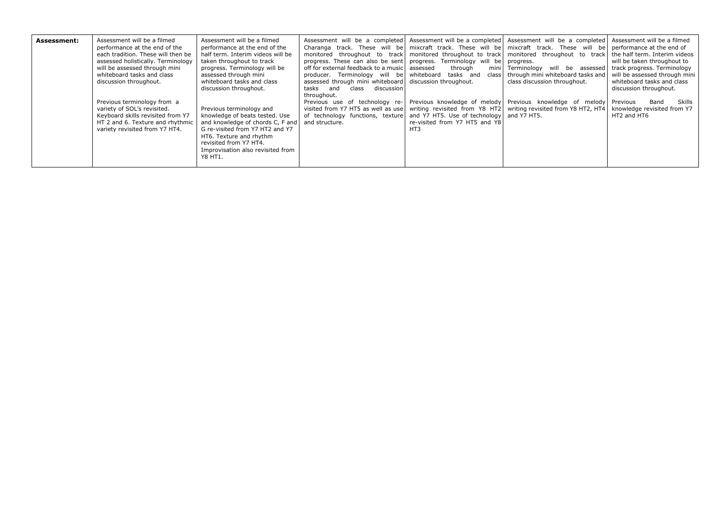| **Assessment:** | Assessment will be a filmed performance at the end of the each tradition. These will then be assessed holistically. Terminology will be assessed through mini whiteboard tasks and class discussion throughout.<br><br>Previous terminology from a variety of SOL's revisited. Keyboard skills revisited from Y7 HT 2 and 6. Texture and rhythmic variety revisited from Y7 HT4. | Assessment will be a filmed performance at the end of the half term. Interim videos will be taken throughout to track progress. Terminology will be assessed through mini whiteboard tasks and class discussion throughout.<br><br>Previous terminology and knowledge of beats tested. Use and knowledge of chords C, F and G re-visited from Y7 HT2 and Y7 HT6. Texture and rhythm revisited from Y7 HT4. Improvisation also revisited from Y8 HT1. | Assessment will be a completed Charanga track. These will be monitored throughout to track progress. These can also be sent off for external feedback to a music producer. Terminology will be assessed through mini whiteboard tasks and class discussion throughout.<br><br>Previous use of technology re-visited from Y7 HT5 as well as use of technology functions, texture and structure. | Assessment will be a completed mixcraft track. These will be monitored throughout to track progress. Terminology will be assessed through mini whiteboard tasks and class discussion throughout.<br><br>Previous knowledge of melody writing revisited from Y8 HT2 and Y7 HT5. Use of technology re-visited from Y7 HT5 and Y8 HT3 | Assessment will be a completed mixcraft track. These will be monitored throughout to track progress.<br>Terminology will be assessed through mini whiteboard tasks and class discussion throughout.<br><br>Previous knowledge of melody writing revisited from Y8 HT2, HT4 and Y7 HT5. | Assessment will be a filmed performance at the end of the half term. Interim videos will be taken throughout to track progress. Terminology will be assessed through mini whiteboard tasks and class discussion throughout.<br><br>Previous Band Skills knowledge revisited from Y7 HT2 and HT6 |
|---|---|---|---|---|---|---|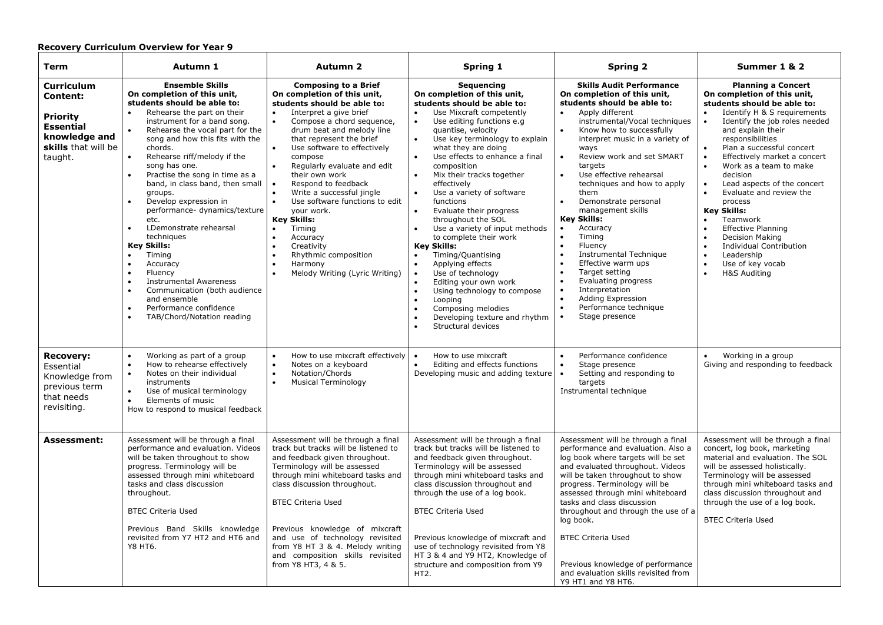**Recovery Curriculum Overview for Year 9**

| Term | Autumn 1 | Autumn 2 | Spring 1 | Spring 2 | Summer 1 & 2 |
|---|---|---|---|---|---|
| **Curriculum Content:**<br><br>**Priority Essential knowledge and skills** that will be taught. | **Ensemble Skills**<br>**On completion of this unit, students should be able to:**<br>• Rehearse the part on their instrument for a band song.<br>• Rehearse the vocal part for the song and how this fits with the chords.<br>• Rehearse riff/melody if the song has one.<br>• Practise the song in time as a band, in class band, then small groups.<br>• Develop expression in performance- dynamics/texture etc.<br>• LDemonstrate rehearsal techniques<br>**Key Skills:**<br>• Timing<br>• Accuracy<br>• Fluency<br>• Instrumental Awareness<br>• Communication (both audience and ensemble<br>• Performance confidence<br>• TAB/Chord/Notation reading | **Composing to a Brief**<br>**On completion of this unit, students should be able to:**<br>• Interpret a give brief<br>• Compose a chord sequence, drum beat and melody line that represent the brief<br>• Use software to effectively compose<br>• Regularly evaluate and edit their own work<br>• Respond to feedback<br>• Write a successful jingle<br>• Use software functions to edit your work.<br>**Key Skills:**<br>• Timing<br>• Accuracy<br>• Creativity<br>• Rhythmic composition<br>• Harmony<br>• Melody Writing (Lyric Writing) | **Sequencing**<br>**On completion of this unit, students should be able to:**<br>• Use Mixcraft competently<br>• Use editing functions e.g quantise, velocity<br>• Use key terminology to explain what they are doing<br>• Use effects to enhance a final composition<br>• Mix their tracks together effectively<br>• Use a variety of software functions<br>• Evaluate their progress throughout the SOL<br>• Use a variety of input methods to complete their work<br>**Key Skills:**<br>• Timing/Quantising<br>• Applying effects<br>• Use of technology<br>• Editing your own work<br>• Using technology to compose<br>• Looping<br>• Composing melodies<br>• Developing texture and rhythm<br>• Structural devices | **Skills Audit Performance**<br>**On completion of this unit, students should be able to:**<br>• Apply different instrumental/Vocal techniques<br>• Know how to successfully interpret music in a variety of ways<br>• Review work and set SMART targets<br>• Use effective rehearsal techniques and how to apply them<br>• Demonstrate personal management skills<br>**Key Skills:**<br>• Accuracy<br>• Timing<br>• Fluency<br>• Instrumental Technique<br>• Effective warm ups<br>• Target setting<br>• Evaluating progress<br>• Interpretation<br>• Adding Expression<br>• Performance technique<br>• Stage presence | **Planning a Concert**<br>**On completion of this unit, students should be able to:**<br>• Identify H & S requirements<br>• Identify the job roles needed and explain their responsibilities<br>• Plan a successful concert<br>• Effectively market a concert<br>• Work as a team to make decision<br>• Lead aspects of the concert<br>• Evaluate and review the process<br>**Key Skills:**<br>• Teamwork<br>• Effective Planning<br>• Decision Making<br>• Individual Contribution<br>• Leadership<br>• Use of key vocab<br>• H&S Auditing |
| **Recovery:** Essential Knowledge from previous term that needs revisiting. | • Working as part of a group<br>• How to rehearse effectively<br>• Notes on their individual instruments<br>• Use of musical terminology<br>• Elements of music<br>How to respond to musical feedback | • How to use mixcraft effectively<br>• Notes on a keyboard<br>• Notation/Chords<br>• Musical Terminology | • How to use mixcraft<br>• Editing and effects functions<br>Developing music and adding texture | • Performance confidence<br>• Stage presence<br>• Setting and responding to targets<br>Instrumental technique | • Working in a group<br>Giving and responding to feedback |
| **Assessment:** | Assessment will be through a final performance and evaluation. Videos will be taken throughout to show progress. Terminology will be assessed through mini whiteboard tasks and class discussion throughout.<br><br>BTEC Criteria Used<br><br>Previous Band Skills knowledge revisited from Y7 HT2 and HT6 and Y8 HT6. | Assessment will be through a final track but tracks will be listened to and feedback given throughout. Terminology will be assessed through mini whiteboard tasks and class discussion throughout.<br><br>BTEC Criteria Used<br><br>Previous knowledge of mixcraft and use of technology revisited from Y8 HT 3 & 4. Melody writing and composition skills revisited from Y8 HT3, 4 & 5. | Assessment will be through a final track but tracks will be listened to and feedback given throughout. Terminology will be assessed through mini whiteboard tasks and class discussion throughout and through the use of a log book.<br><br>BTEC Criteria Used<br><br>Previous knowledge of mixcraft and use of technology revisited from Y8 HT 3 & 4 and Y9 HT2, Knowledge of structure and composition from Y9 HT2. | Assessment will be through a final performance and evaluation. Also a log book where targets will be set and evaluated throughout. Videos will be taken throughout to show progress. Terminology will be assessed through mini whiteboard tasks and class discussion throughout and through the use of a log book.<br><br>BTEC Criteria Used<br><br>Previous knowledge of performance and evaluation skills revisited from Y9 HT1 and Y8 HT6. | Assessment will be through a final concert, log book, marketing material and evaluation. The SOL will be assessed holistically. Terminology will be assessed through mini whiteboard tasks and class discussion throughout and through the use of a log book.<br><br>BTEC Criteria Used |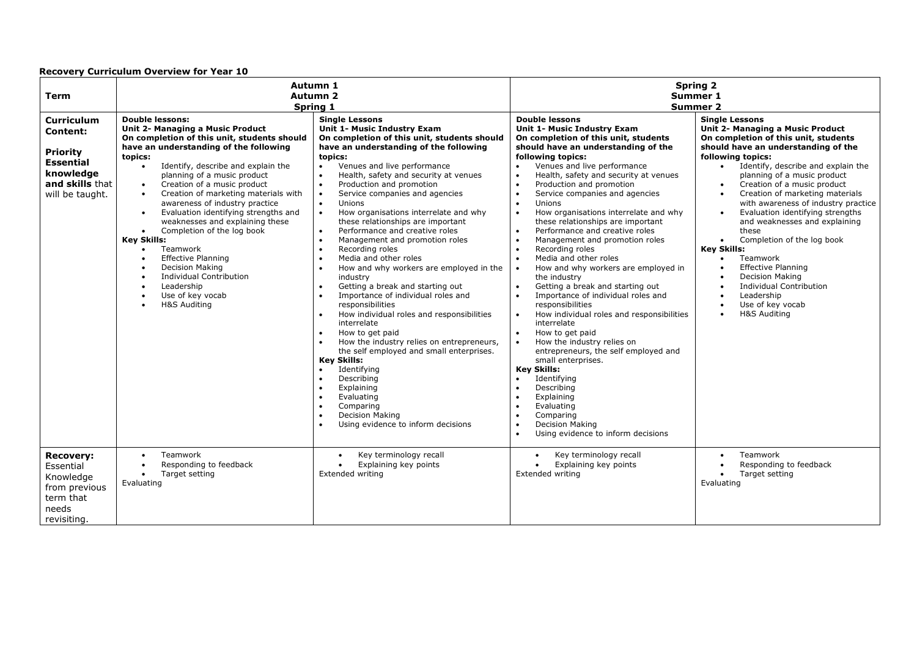**Recovery Curriculum Overview for Year 10**

| Term | Autumn 1<br>Autumn 2<br>Spring 1 | | Spring 2<br>Summer 1<br>Summer 2 | |
|---|---|---|---|---|
| **Curriculum Content:**<br><br>**Priority Essential knowledge and skills** that will be taught. | **Double lessons:**<br>**Unit 2- Managing a Music Product**<br>**On completion of this unit, students should have an understanding of the following topics:**<br>• Identify, describe and explain the planning of a music product<br>• Creation of a music product<br>• Creation of marketing materials with awareness of industry practice<br>• Evaluation identifying strengths and weaknesses and explaining these<br>• Completion of the log book<br>**Key Skills:**<br>• Teamwork<br>• Effective Planning<br>• Decision Making<br>• Individual Contribution<br>• Leadership<br>• Use of key vocab<br>• H&S Auditing | **Single Lessons**<br>**Unit 1- Music Industry Exam**<br>**On completion of this unit, students should have an understanding of the following topics:**<br>• Venues and live performance<br>• Health, safety and security at venues<br>• Production and promotion<br>• Service companies and agencies<br>• Unions<br>• How organisations interrelate and why these relationships are important<br>• Performance and creative roles<br>• Management and promotion roles<br>• Recording roles<br>• Media and other roles<br>• How and why workers are employed in the industry<br>• Getting a break and starting out<br>• Importance of individual roles and responsibilities<br>• How individual roles and responsibilities interrelate<br>• How to get paid<br>• How the industry relies on entrepreneurs, the self employed and small enterprises.<br>**Key Skills:**<br>• Identifying<br>• Describing<br>• Explaining<br>• Evaluating<br>• Comparing<br>• Decision Making<br>• Using evidence to inform decisions | **Double lessons**<br>**Unit 1- Music Industry Exam**<br>**On completion of this unit, students should have an understanding of the following topics:**<br>• Venues and live performance<br>• Health, safety and security at venues<br>• Production and promotion<br>• Service companies and agencies<br>• Unions<br>• How organisations interrelate and why these relationships are important<br>• Performance and creative roles<br>• Management and promotion roles<br>• Recording roles<br>• Media and other roles<br>• How and why workers are employed in the industry<br>• Getting a break and starting out<br>• Importance of individual roles and responsibilities<br>• How individual roles and responsibilities interrelate<br>• How to get paid<br>• How the industry relies on entrepreneurs, the self employed and small enterprises.<br>**Key Skills:**<br>• Identifying<br>• Describing<br>• Explaining<br>• Evaluating<br>• Comparing<br>• Decision Making<br>• Using evidence to inform decisions | **Single Lessons**<br>**Unit 2- Managing a Music Product**<br>**On completion of this unit, students should have an understanding of the following topics:**<br>• Identify, describe and explain the planning of a music product<br>• Creation of a music product<br>• Creation of marketing materials with awareness of industry practice<br>• Evaluation identifying strengths and weaknesses and explaining these<br>• Completion of the log book<br>**Key Skills:**<br>• Teamwork<br>• Effective Planning<br>• Decision Making<br>• Individual Contribution<br>• Leadership<br>• Use of key vocab<br>• H&S Auditing |
| **Recovery:** Essential Knowledge from previous term that needs revisiting. | • Teamwork<br>• Responding to feedback<br>• Target setting<br>Evaluating | • Key terminology recall<br>• Explaining key points<br>Extended writing | • Key terminology recall<br>• Explaining key points<br>Extended writing | • Teamwork<br>• Responding to feedback<br>• Target setting<br>Evaluating |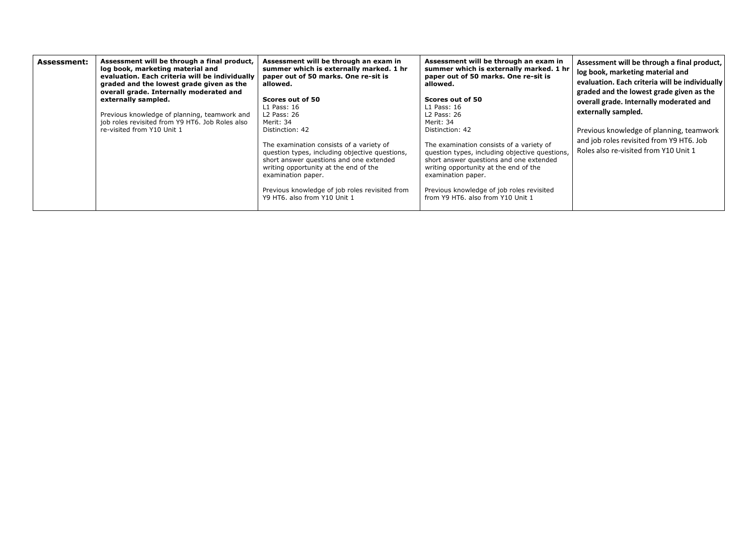| Assessment: | Assessment will be through a final product, log book, marketing material and evaluation. Each criteria will be individually graded and the lowest grade given as the overall grade. Internally moderated and externally sampled.<br><br>Previous knowledge of planning, teamwork and job roles revisited from Y9 HT6. Job Roles also re-visited from Y10 Unit 1 | Assessment will be through an exam in summer which is externally marked. 1 hr paper out of 50 marks. One re-sit is allowed.<br><br>Scores out of 50<br>L1 Pass: 16<br>L2 Pass: 26<br>Merit: 34<br>Distinction: 42<br><br>The examination consists of a variety of question types, including objective questions, short answer questions and one extended writing opportunity at the end of the examination paper.<br><br>Previous knowledge of job roles revisited from Y9 HT6. also from Y10 Unit 1 | Assessment will be through an exam in summer which is externally marked. 1 hr paper out of 50 marks. One re-sit is allowed.<br><br>Scores out of 50<br>L1 Pass: 16<br>L2 Pass: 26<br>Merit: 34<br>Distinction: 42<br><br>The examination consists of a variety of question types, including objective questions, short answer questions and one extended writing opportunity at the end of the examination paper.<br><br>Previous knowledge of job roles revisited from Y9 HT6. also from Y10 Unit 1 | Assessment will be through a final product, log book, marketing material and evaluation. Each criteria will be individually graded and the lowest grade given as the overall grade. Internally moderated and externally sampled.<br><br>Previous knowledge of planning, teamwork and job roles revisited from Y9 HT6. Job Roles also re-visited from Y10 Unit 1 |
|---|---|---|---|---|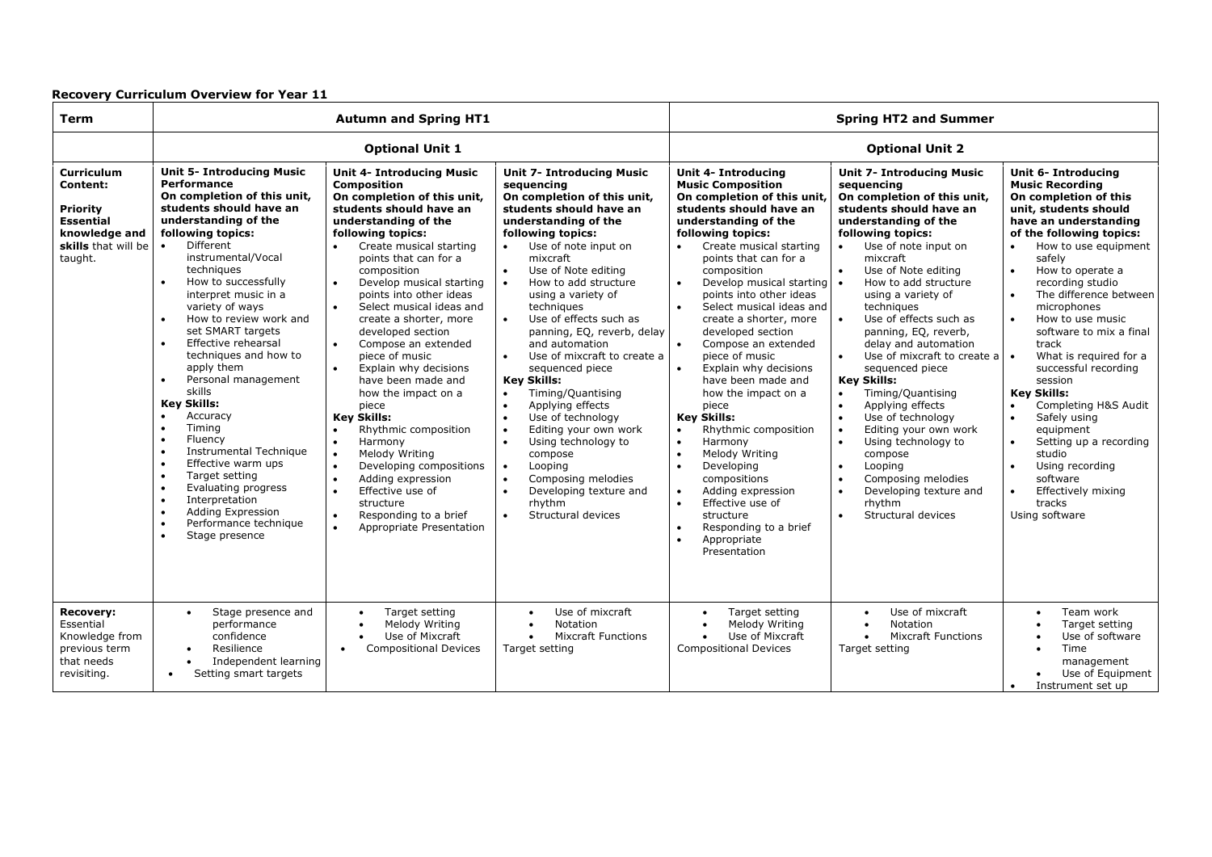**Recovery Curriculum Overview for Year 11**

| Term | Autumn and Spring HT1 | | | Spring HT2 and Summer | | |
|---|---|---|---|---|---|---|
| | Optional Unit 1 | | | Optional Unit 2 | | |
| **Curriculum Content:**<br><br>**Priority Essential knowledge and skills** that will be taught. | **Unit 5- Introducing Music Performance**<br>**On completion of this unit, students should have an understanding of the following topics:**<br>• Different instrumental/Vocal techniques<br>• How to successfully interpret music in a variety of ways<br>• How to review work and set SMART targets<br>• Effective rehearsal techniques and how to apply them<br>• Personal management skills<br>**Key Skills:**<br>• Accuracy<br>• Timing<br>• Fluency<br>• Instrumental Technique<br>• Effective warm ups<br>• Target setting<br>• Evaluating progress<br>• Interpretation<br>• Adding Expression<br>• Performance technique<br>• Stage presence | **Unit 4- Introducing Music Composition**<br>**On completion of this unit, students should have an understanding of the following topics:**<br>• Create musical starting points that can for a composition<br>• Develop musical starting points into other ideas<br>• Select musical ideas and create a shorter, more developed section<br>• Compose an extended piece of music<br>• Explain why decisions have been made and how the impact on a piece<br>**Key Skills:**<br>• Rhythmic composition<br>• Harmony<br>• Melody Writing<br>• Developing compositions<br>• Adding expression<br>• Effective use of structure<br>• Responding to a brief<br>• Appropriate Presentation | **Unit 7- Introducing Music sequencing**<br>**On completion of this unit, students should have an understanding of the following topics:**<br>• Use of note input on mixcraft<br>• Use of Note editing<br>• How to add structure using a variety of techniques<br>• Use of effects such as panning, EQ, reverb, delay and automation<br>• Use of mixcraft to create a sequenced piece<br>**Key Skills:**<br>• Timing/Quantising<br>• Applying effects<br>• Use of technology<br>• Editing your own work<br>• Using technology to compose<br>• Looping<br>• Composing melodies<br>• Developing texture and rhythm<br>• Structural devices | **Unit 4- Introducing Music Composition**<br>**On completion of this unit, students should have an understanding of the following topics:**<br>• Create musical starting points that can for a composition<br>• Develop musical starting points into other ideas<br>• Select musical ideas and create a shorter, more developed section<br>• Compose an extended piece of music<br>• Explain why decisions have been made and how the impact on a piece<br>**Key Skills:**<br>• Rhythmic composition<br>• Harmony<br>• Melody Writing<br>• Developing compositions<br>• Adding expression<br>• Effective use of structure<br>• Responding to a brief<br>• Appropriate Presentation | **Unit 7- Introducing Music sequencing**<br>**On completion of this unit, students should have an understanding of the following topics:**<br>• Use of note input on mixcraft<br>• Use of Note editing<br>• How to add structure using a variety of techniques<br>• Use of effects such as panning, EQ, reverb, delay and automation<br>• Use of mixcraft to create a sequenced piece<br>**Key Skills:**<br>• Timing/Quantising<br>• Applying effects<br>• Use of technology<br>• Editing your own work<br>• Using technology to compose<br>• Looping<br>• Composing melodies<br>• Developing texture and rhythm<br>• Structural devices | **Unit 6- Introducing Music Recording**<br>**On completion of this unit, students should have an understanding of the following topics:**<br>• How to use equipment safely<br>• How to operate a recording studio<br>• The difference between microphones<br>• How to use music software to mix a final track<br>• What is required for a successful recording session<br>**Key Skills:**<br>• Completing H&S Audit<br>• Safely using equipment<br>• Setting up a recording studio<br>• Using recording software<br>• Effectively mixing tracks<br>Using software |
| **Recovery:** Essential Knowledge from previous term that needs revisiting. | • Stage presence and performance confidence<br>• Resilience<br>• Independent learning<br>• Setting smart targets | • Target setting<br>• Melody Writing<br>• Use of Mixcraft<br>• Compositional Devices | • Use of mixcraft<br>• Notation<br>• Mixcraft Functions<br>Target setting | • Target setting<br>• Melody Writing<br>• Use of Mixcraft<br>Compositional Devices | • Use of mixcraft<br>• Notation<br>• Mixcraft Functions<br>Target setting | • Team work<br>• Target setting<br>• Use of software<br>• Time management<br>• Use of Equipment<br>• Instrument set up |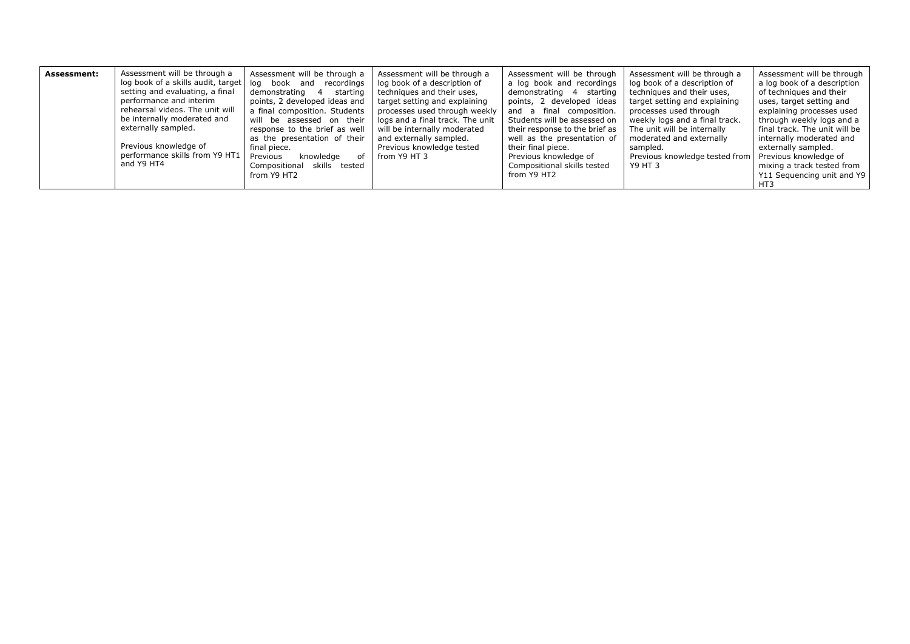| | | | | | | |
|---|---|---|---|---|---|---|
| **Assessment:** | Assessment will be through a log book of a skills audit, target setting and evaluating, a final performance and interim rehearsal videos. The unit will be internally moderated and externally sampled.<br><br>Previous knowledge of performance skills from Y9 HT1 and Y9 HT4 | Assessment will be through a log book and recordings demonstrating 4 starting points, 2 developed ideas and a final composition. Students will be assessed on their response to the brief as well as the presentation of their final piece.<br>Previous knowledge of Compositional skills tested from Y9 HT2 | Assessment will be through a log book of a description of techniques and their uses, target setting and explaining processes used through weekly logs and a final track. The unit will be internally moderated and externally sampled.<br>Previous knowledge tested from Y9 HT 3 | Assessment will be through a log book and recordings demonstrating 4 starting points, 2 developed ideas and a final composition. Students will be assessed on their response to the brief as well as the presentation of their final piece.<br>Previous knowledge of Compositional skills tested from Y9 HT2 | Assessment will be through a log book of a description of techniques and their uses, target setting and explaining processes used through weekly logs and a final track. The unit will be internally moderated and externally sampled.<br>Previous knowledge tested from Y9 HT 3 | Assessment will be through a log book of a description of techniques and their uses, target setting and explaining processes used through weekly logs and a final track. The unit will be internally moderated and externally sampled.<br>Previous knowledge of mixing a track tested from Y11 Sequencing unit and Y9 HT3 |